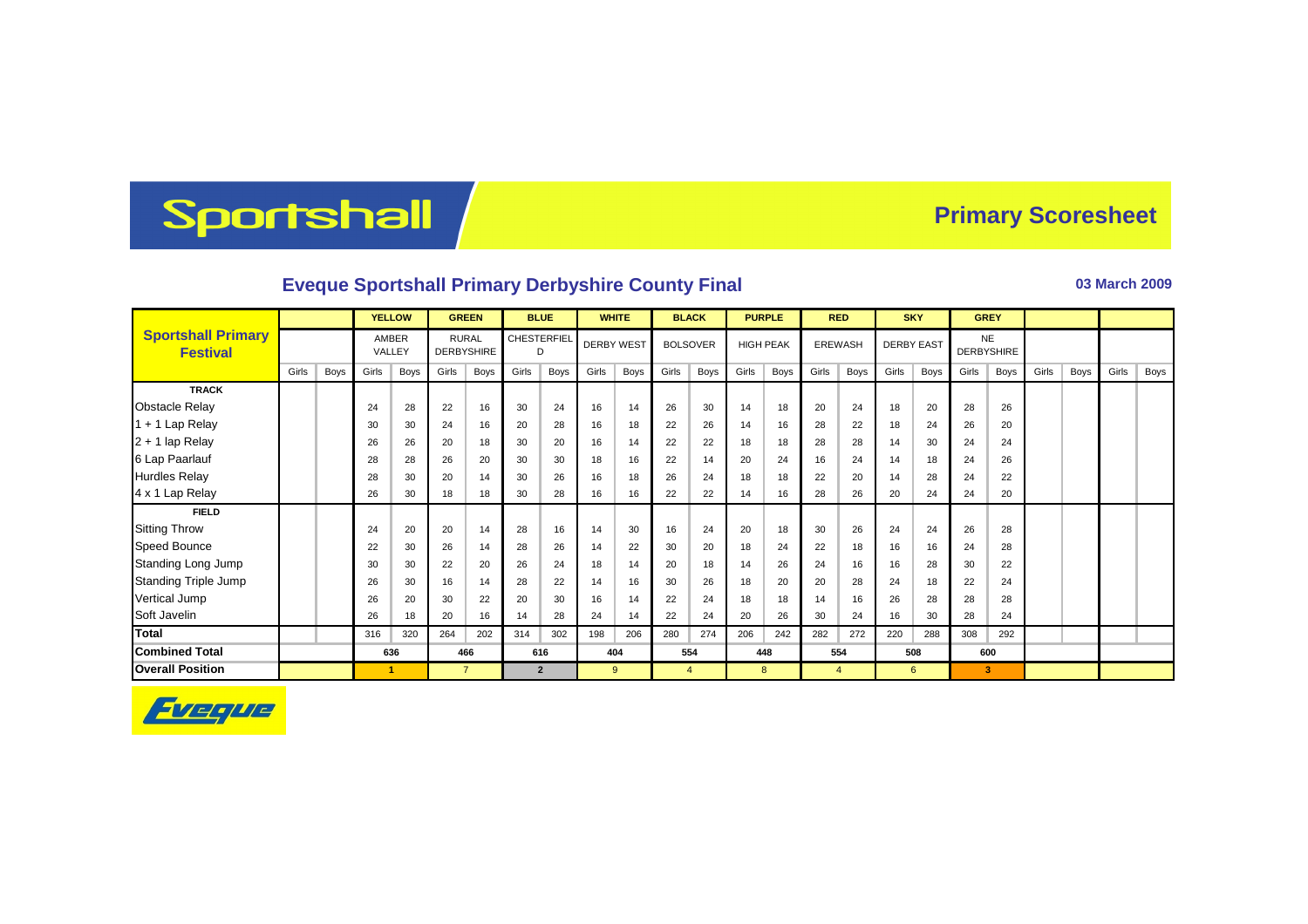# Sportshall

## Primary Scoresheet

### Eveque Sportshall Primary Derbyshire County Final

**03 March 2009**

| Sportshall Primary Festival | | | YELLOW | | GREEN | | BLUE | | WHITE | | BLACK | | PURPLE | | RED | | SKY | | GREY | | | | | |
|---|---|---|---|---|---|---|---|---|---|---|---|---|---|---|---|---|---|---|---|---|---|---|---|---|
| | | | AMBER VALLEY | | RURAL DERBYSHIRE | | CHESTERFIELD | | DERBY WEST | | BOLSOVER | | HIGH PEAK | | EREWASH | | DERBY EAST | | NE DERBYSHIRE | | | | | |
| | Girls | Boys | Girls | Boys | Girls | Boys | Girls | Boys | Girls | Boys | Girls | Boys | Girls | Boys | Girls | Boys | Girls | Boys | Girls | Boys | Girls | Boys | Girls | Boys |
| **TRACK** | | | | | | | | | | | | | | | | | | | | | | | | |
| Obstacle Relay | | | 24 | 28 | 22 | 16 | 30 | 24 | 16 | 14 | 26 | 30 | 14 | 18 | 20 | 24 | 18 | 20 | 28 | 26 | | | | |
| 1 + 1 Lap Relay | | | 30 | 30 | 24 | 16 | 20 | 28 | 16 | 18 | 22 | 26 | 14 | 16 | 28 | 22 | 18 | 24 | 26 | 20 | | | | |
| 2 + 1 lap Relay | | | 26 | 26 | 20 | 18 | 30 | 20 | 16 | 14 | 22 | 22 | 18 | 18 | 28 | 28 | 14 | 30 | 24 | 24 | | | | |
| 6 Lap Paarlauf | | | 28 | 28 | 26 | 20 | 30 | 30 | 18 | 16 | 22 | 14 | 20 | 24 | 16 | 24 | 14 | 18 | 24 | 26 | | | | |
| Hurdles Relay | | | 28 | 30 | 20 | 14 | 30 | 26 | 16 | 18 | 26 | 24 | 18 | 18 | 22 | 20 | 14 | 28 | 24 | 22 | | | | |
| 4 x 1 Lap Relay | | | 26 | 30 | 18 | 18 | 30 | 28 | 16 | 16 | 22 | 22 | 14 | 16 | 28 | 26 | 20 | 24 | 24 | 20 | | | | |
| **FIELD** | | | | | | | | | | | | | | | | | | | | | | | | |
| Sitting Throw | | | 24 | 20 | 20 | 14 | 28 | 16 | 14 | 30 | 16 | 24 | 20 | 18 | 30 | 26 | 24 | 24 | 26 | 28 | | | | |
| Speed Bounce | | | 22 | 30 | 26 | 14 | 28 | 26 | 14 | 22 | 30 | 20 | 18 | 24 | 22 | 18 | 16 | 16 | 24 | 28 | | | | |
| Standing Long Jump | | | 30 | 30 | 22 | 20 | 26 | 24 | 18 | 14 | 20 | 18 | 14 | 26 | 24 | 16 | 16 | 28 | 30 | 22 | | | | |
| Standing Triple Jump | | | 26 | 30 | 16 | 14 | 28 | 22 | 14 | 16 | 30 | 26 | 18 | 20 | 20 | 28 | 24 | 18 | 22 | 24 | | | | |
| Vertical Jump | | | 26 | 20 | 30 | 22 | 20 | 30 | 16 | 14 | 22 | 24 | 18 | 18 | 14 | 16 | 26 | 28 | 28 | 28 | | | | |
| Soft Javelin | | | 26 | 18 | 20 | 16 | 14 | 28 | 24 | 14 | 22 | 24 | 20 | 26 | 30 | 24 | 16 | 30 | 28 | 24 | | | | |
| **Total** | | | 316 | 320 | 264 | 202 | 314 | 302 | 198 | 206 | 280 | 274 | 206 | 242 | 282 | 272 | 220 | 288 | 308 | 292 | | | | |
| **Combined Total** | | | 636 | | 466 | | 616 | | 404 | | 554 | | 448 | | 554 | | 508 | | 600 | | | | | |
| **Overall Position** | | | 1 | | 7 | | 2 | | 9 | | 4 | | 8 | | 4 | | 6 | | 3 | | | | | |

Eveque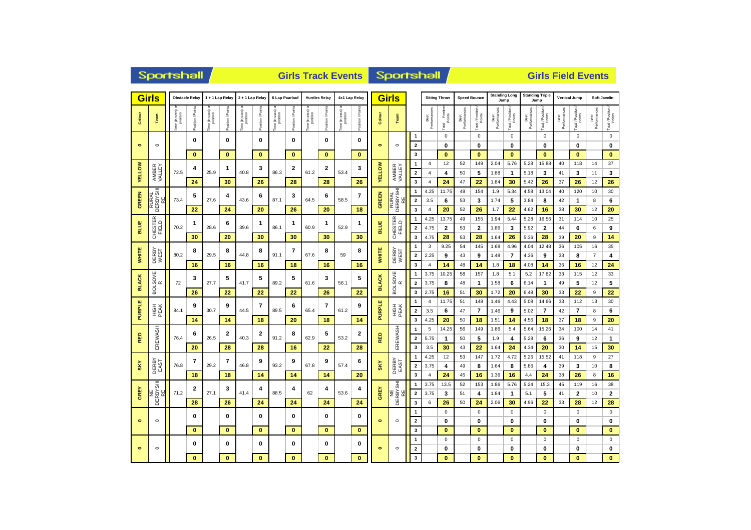# Sportshall — Girls Track Events

| Colour | Team | Obstacle Relay Time (in secs) or position | Obstacle Relay Position / Points | 1 + 1 Lap Relay Time (in secs) or position | 1 + 1 Lap Relay Position / Points | 2 + 1 Lap Relay Time (in secs) or position | 2 + 1 Lap Relay Position / Points | 6 Lap Paarlauf Time (in secs) or position | 6 Lap Paarlauf Position / Points | Hurdles Relay Time (in secs) or position | Hurdles Relay Position / Points | 4x1 Lap Relay Time (in secs) or position | 4x1 Lap Relay Position / Points |
|---|---|---|---|---|---|---|---|---|---|---|---|---|---|
| 0 | 0 | | 0 / 0 | | 0 / 0 | | 0 / 0 | | 0 / 0 | | 0 / 0 | | 0 / 0 |
| YELLOW | AMBER VALLEY | 72.5 | 4 / 24 | 25.9 | 1 / 30 | 40.8 | 3 / 26 | 86.3 | 2 / 28 | 61.2 | 2 / 28 | 53.4 | 3 / 26 |
| GREEN | RURAL DERBYSHIRE | 73.4 | 5 / 22 | 27.6 | 4 / 24 | 43.6 | 6 / 20 | 87.1 | 3 / 26 | 64.5 | 6 / 20 | 58.5 | 7 / 18 |
| BLUE | CHESTERFIELD | 70.2 | 1 / 30 | 28.6 | 6 / 20 | 39.6 | 1 / 30 | 86.1 | 1 / 30 | 60.9 | 1 / 30 | 52.9 | 1 / 30 |
| WHITE | DERBY WEST | 80.2 | 8 / 16 | 29.5 | 8 / 16 | 44.8 | 8 / 16 | 91.1 | 7 / 18 | 67.6 | 8 / 16 | 59 | 8 / 16 |
| BLACK | BOLSOVER | 72 | 3 / 26 | 27.7 | 5 / 22 | 41.7 | 5 / 22 | 89.2 | 5 / 22 | 61.6 | 3 / 26 | 56.1 | 5 / 22 |
| PURPLE | HIGH PEAK | 84.1 | 9 / 14 | 30.7 | 9 / 14 | 44.5 | 7 / 18 | 89.5 | 6 / 20 | 65.4 | 7 / 18 | 61.2 | 9 / 14 |
| RED | EREWASH | 76.4 | 6 / 20 | 26.5 | 2 / 28 | 40.3 | 2 / 28 | 91.2 | 8 / 16 | 62.9 | 5 / 22 | 53.2 | 2 / 28 |
| SKY | DERBY EAST | 76.8 | 7 / 18 | 29.2 | 7 / 18 | 46.8 | 9 / 14 | 93.2 | 9 / 14 | 67.8 | 9 / 14 | 57.4 | 6 / 20 |
| GREY | NE DERBYSHIRE | 71.2 | 2 / 28 | 27.1 | 3 / 26 | 41.4 | 4 / 24 | 88.5 | 4 / 24 | 62 | 4 / 24 | 53.6 | 4 / 24 |
| 0 | 0 | | 0 / 0 | | 0 / 0 | | 0 / 0 | | 0 / 0 | | 0 / 0 | | 0 / 0 |
| 0 | 0 | | 0 / 0 | | 0 / 0 | | 0 / 0 | | 0 / 0 | | 0 / 0 | | 0 / 0 |

# Sportshall — Girls Field Events

| Colour | Team | | Sitting Throw Best Performances | Sitting Throw Total / Position / Points | Speed Bounce Best Performances | Speed Bounce Total / Position / Points | Standing Long Jump Best Performances | Standing Long Jump Total / Position / Points | Standing Triple Jump Best Performances | Standing Triple Jump Total / Position / Points | Vertical Jump Best Performances | Vertical Jump Total / Position / Points | Soft Javelin Best Performances | Soft Javelin Total / Position / Points |
|---|---|---|---|---|---|---|---|---|---|---|---|---|---|---|
| 0 | 0 | 1 | | 0 | | 0 | | 0 | | 0 | | 0 | | 0 |
| | | 2 | | 0 | | 0 | | 0 | | 0 | | 0 | | 0 |
| | | 3 | | 0 | | 0 | | 0 | | 0 | | 0 | | 0 |
| YELLOW | AMBER VALLEY | 1 | 4 | 12 | 52 | 149 | 2.04 | 5.76 | 5.28 | 15.88 | 40 | 118 | 14 | 37 |
| | | 2 | 4 | 4 | 50 | 5 | 1.88 | 1 | 5.18 | 3 | 41 | 3 | 11 | 3 |
| | | 3 | 4 | 24 | 47 | 22 | 1.84 | 30 | 5.42 | 26 | 37 | 26 | 12 | 26 |
| GREEN | RURAL DERBYSHIRE | 1 | 4.25 | 11.75 | 49 | 154 | 1.9 | 5.34 | 4.58 | 13.04 | 40 | 120 | 10 | 30 |
| | | 2 | 3.5 | 6 | 53 | 3 | 1.74 | 5 | 3.84 | 8 | 42 | 1 | 8 | 6 |
| | | 3 | 4 | 20 | 52 | 26 | 1.7 | 22 | 4.62 | 16 | 38 | 30 | 12 | 20 |
| BLUE | CHESTERFIELD | 1 | 4.25 | 13.75 | 49 | 155 | 1.94 | 5.44 | 5.28 | 16.56 | 31 | 114 | 10 | 25 |
| | | 2 | 4.75 | 2 | 53 | 2 | 1.86 | 3 | 5.92 | 2 | 44 | 6 | 6 | 9 |
| | | 3 | 4.75 | 28 | 53 | 28 | 1.64 | 26 | 5.36 | 28 | 39 | 20 | 9 | 14 |
| WHITE | DERBY WEST | 1 | 3 | 9.25 | 54 | 145 | 1.68 | 4.96 | 4.04 | 12.48 | 36 | 105 | 16 | 35 |
| | | 2 | 2.25 | 9 | 43 | 9 | 1.48 | 7 | 4.36 | 9 | 33 | 8 | 7 | 4 |
| | | 3 | 4 | 14 | 48 | 14 | 1.8 | 18 | 4.08 | 14 | 36 | 16 | 12 | 24 |
| BLACK | BOLSOVER | 1 | 3.75 | 10.25 | 58 | 157 | 1.8 | 5.1 | 5.2 | 17.82 | 33 | 115 | 12 | 33 |
| | | 2 | 3.75 | 8 | 48 | 1 | 1.58 | 6 | 6.14 | 1 | 49 | 5 | 12 | 5 |
| | | 3 | 2.75 | 16 | 51 | 30 | 1.72 | 20 | 6.48 | 30 | 33 | 22 | 9 | 22 |
| PURPLE | HIGH PEAK | 1 | 4 | 11.75 | 51 | 148 | 1.46 | 4.43 | 5.08 | 14.66 | 33 | 112 | 13 | 30 |
| | | 2 | 3.5 | 6 | 47 | 7 | 1.46 | 9 | 5.02 | 7 | 42 | 7 | 8 | 6 |
| | | 3 | 4.25 | 20 | 50 | 18 | 1.51 | 14 | 4.56 | 18 | 37 | 18 | 9 | 20 |
| RED | EREWASH | 1 | 5 | 14.25 | 56 | 149 | 1.86 | 5.4 | 5.64 | 15.26 | 34 | 100 | 14 | 41 |
| | | 2 | 5.75 | 1 | 50 | 5 | 1.9 | 4 | 5.28 | 6 | 36 | 9 | 12 | 1 |
| | | 3 | 3.5 | 30 | 43 | 22 | 1.64 | 24 | 4.34 | 20 | 30 | 14 | 15 | 30 |
| SKY | DERBY EAST | 1 | 4.25 | 12 | 53 | 147 | 1.72 | 4.72 | 5.26 | 15.52 | 41 | 118 | 9 | 27 |
| | | 2 | 3.75 | 4 | 49 | 8 | 1.64 | 8 | 5.86 | 4 | 39 | 3 | 10 | 8 |
| | | 3 | 4 | 24 | 45 | 16 | 1.36 | 16 | 4.4 | 24 | 38 | 26 | 8 | 16 |
| GREY | NE DERBYSHIRE | 1 | 3.75 | 13.5 | 52 | 153 | 1.86 | 5.76 | 5.24 | 15.3 | 45 | 119 | 16 | 38 |
| | | 2 | 3.75 | 3 | 51 | 4 | 1.84 | 1 | 5.1 | 5 | 41 | 2 | 10 | 2 |
| | | 3 | 6 | 26 | 50 | 24 | 2.06 | 30 | 4.96 | 22 | 33 | 28 | 12 | 28 |
| 0 | 0 | 1 | | 0 | | 0 | | 0 | | 0 | | 0 | | 0 |
| | | 2 | | 0 | | 0 | | 0 | | 0 | | 0 | | 0 |
| | | 3 | | 0 | | 0 | | 0 | | 0 | | 0 | | 0 |
| 0 | 0 | 1 | | 0 | | 0 | | 0 | | 0 | | 0 | | 0 |
| | | 2 | | 0 | | 0 | | 0 | | 0 | | 0 | | 0 |
| | | 3 | | 0 | | 0 | | 0 | | 0 | | 0 | | 0 |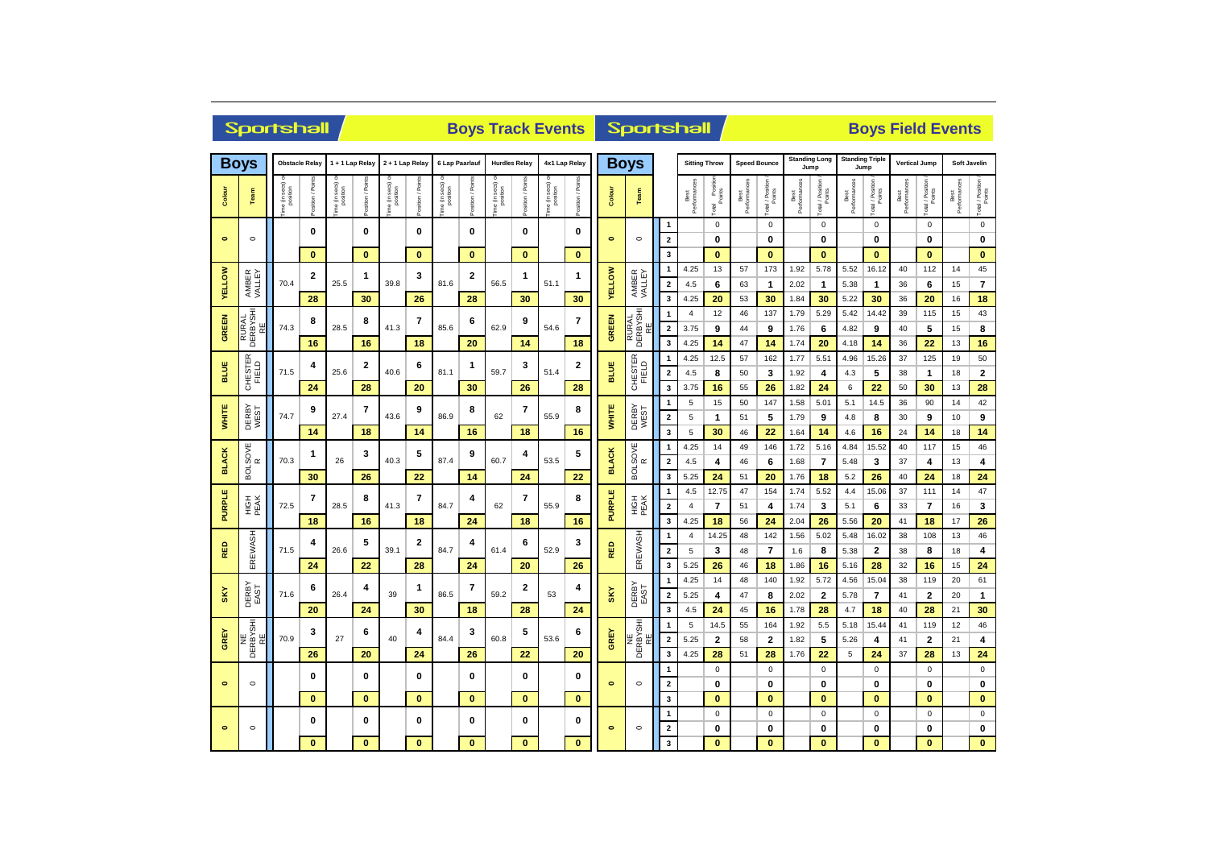## Sportshall — Boys Track Events

| Colour | Team | Obstacle Relay Time (in secs) or position | Obstacle Relay Position / Points | 1 + 1 Lap Relay Time (in secs) or position | 1 + 1 Lap Relay Position / Points | 2 + 1 Lap Relay Time (in secs) or position | 2 + 1 Lap Relay Position / Points | 6 Lap Paarlauf Time (in secs) or position | 6 Lap Paarlauf Position / Points | Hurdles Relay Time (in secs) or position | Hurdles Relay Position / Points | 4x1 Lap Relay Time (in secs) or position | 4x1 Lap Relay Position / Points |
|---|---|---|---|---|---|---|---|---|---|---|---|---|---|
| 0 | 0 | | 0 | | 0 | | 0 | | 0 | | 0 | | 0 |
| | | | 0 | | 0 | | 0 | | 0 | | 0 | | 0 |
| YELLOW | AMBER VALLEY | 70.4 | 2 | 25.5 | 1 | 39.8 | 3 | 81.6 | 2 | 56.5 | 1 | 51.1 | 1 |
| | | | 28 | | 30 | | 26 | | 28 | | 30 | | 30 |
| GREEN | RURAL DERBYSHIRE | 74.3 | 8 | 28.5 | 8 | 41.3 | 7 | 85.6 | 6 | 62.9 | 9 | 54.6 | 7 |
| | | | 16 | | 16 | | 18 | | 20 | | 14 | | 18 |
| BLUE | CHESTERFIELD | 71.5 | 4 | 25.6 | 2 | 40.6 | 6 | 81.1 | 1 | 59.7 | 3 | 51.4 | 2 |
| | | | 24 | | 28 | | 20 | | 30 | | 26 | | 28 |
| WHITE | DERBY WEST | 74.7 | 9 | 27.4 | 7 | 43.6 | 9 | 86.9 | 8 | 62 | 7 | 55.9 | 8 |
| | | | 14 | | 18 | | 14 | | 16 | | 18 | | 16 |
| BLACK | BOLSOVER | 70.3 | 1 | 26 | 3 | 40.3 | 5 | 87.4 | 9 | 60.7 | 4 | 53.5 | 5 |
| | | | 30 | | 26 | | 22 | | 14 | | 24 | | 22 |
| PURPLE | HIGH PEAK | 72.5 | 7 | 28.5 | 8 | 41.3 | 7 | 84.7 | 4 | 62 | 7 | 55.9 | 8 |
| | | | 18 | | 16 | | 18 | | 24 | | 18 | | 16 |
| RED | EREWASH | 71.5 | 4 | 26.6 | 5 | 39.1 | 2 | 84.7 | 4 | 61.4 | 6 | 52.9 | 3 |
| | | | 24 | | 22 | | 28 | | 24 | | 20 | | 26 |
| SKY | DERBY EAST | 71.6 | 6 | 26.4 | 4 | 39 | 1 | 86.5 | 7 | 59.2 | 2 | 53 | 4 |
| | | | 20 | | 24 | | 30 | | 18 | | 28 | | 24 |
| GREY | NE DERBYSHIRE | 70.9 | 3 | 27 | 6 | 40 | 4 | 84.4 | 3 | 60.8 | 5 | 53.6 | 6 |
| | | | 26 | | 20 | | 24 | | 26 | | 22 | | 20 |
| 0 | 0 | | 0 | | 0 | | 0 | | 0 | | 0 | | 0 |
| | | | 0 | | 0 | | 0 | | 0 | | 0 | | 0 |
| 0 | 0 | | 0 | | 0 | | 0 | | 0 | | 0 | | 0 |
| | | | 0 | | 0 | | 0 | | 0 | | 0 | | 0 |

## Sportshall — Boys Field Events

| Colour | Team | | Sitting Throw Best Performances | Sitting Throw Total / Position / Points | Speed Bounce Best Performances | Speed Bounce Total / Position / Points | Standing Long Jump Best Performances | Standing Long Jump Total / Position / Points | Standing Triple Jump Best Performances | Standing Triple Jump Total / Position / Points | Vertical Jump Best Performances | Vertical Jump Total / Position / Points | Soft Javelin Best Performances | Soft Javelin Total / Position / Points |
|---|---|---|---|---|---|---|---|---|---|---|---|---|---|---|
| 0 | 0 | 1 | | 0 | | 0 | | 0 | | 0 | | 0 | | 0 |
| | | 2 | | 0 | | 0 | | 0 | | 0 | | 0 | | 0 |
| | | 3 | | 0 | | 0 | | 0 | | 0 | | 0 | | 0 |
| YELLOW | AMBER VALLEY | 1 | 4.25 | 13 | 57 | 173 | 1.92 | 5.78 | 5.52 | 16.12 | 40 | 112 | 14 | 45 |
| | | 2 | 4.5 | 6 | 63 | 1 | 2.02 | 1 | 5.38 | 1 | 36 | 6 | 15 | 7 |
| | | 3 | 4.25 | 20 | 53 | 30 | 1.84 | 30 | 5.22 | 30 | 36 | 20 | 16 | 18 |
| GREEN | RURAL DERBYSHIRE | 1 | 4 | 12 | 46 | 137 | 1.79 | 5.29 | 5.42 | 14.42 | 39 | 115 | 15 | 43 |
| | | 2 | 3.75 | 9 | 44 | 9 | 1.76 | 6 | 4.82 | 9 | 40 | 5 | 15 | 8 |
| | | 3 | 4.25 | 14 | 47 | 14 | 1.74 | 20 | 4.18 | 14 | 36 | 22 | 13 | 16 |
| BLUE | CHESTERFIELD | 1 | 4.25 | 12.5 | 57 | 162 | 1.77 | 5.51 | 4.96 | 15.26 | 37 | 125 | 19 | 50 |
| | | 2 | 4.5 | 8 | 50 | 3 | 1.92 | 4 | 4.3 | 5 | 38 | 1 | 18 | 2 |
| | | 3 | 3.75 | 16 | 55 | 26 | 1.82 | 24 | 6 | 22 | 50 | 30 | 13 | 28 |
| WHITE | DERBY WEST | 1 | 5 | 15 | 50 | 147 | 1.58 | 5.01 | 5.1 | 14.5 | 36 | 90 | 14 | 42 |
| | | 2 | 5 | 1 | 51 | 5 | 1.79 | 9 | 4.8 | 8 | 30 | 9 | 10 | 9 |
| | | 3 | 5 | 30 | 46 | 22 | 1.64 | 14 | 4.6 | 16 | 24 | 14 | 18 | 14 |
| BLACK | BOLSOVER | 1 | 4.25 | 14 | 49 | 146 | 1.72 | 5.16 | 4.84 | 15.52 | 40 | 117 | 15 | 46 |
| | | 2 | 4.5 | 4 | 46 | 6 | 1.68 | 7 | 5.48 | 3 | 37 | 4 | 13 | 4 |
| | | 3 | 5.25 | 24 | 51 | 20 | 1.76 | 18 | 5.2 | 26 | 40 | 24 | 18 | 24 |
| PURPLE | HIGH PEAK | 1 | 4.5 | 12.75 | 47 | 154 | 1.74 | 5.52 | 4.4 | 15.06 | 37 | 111 | 14 | 47 |
| | | 2 | 4 | 7 | 51 | 4 | 1.74 | 3 | 5.1 | 6 | 33 | 7 | 16 | 3 |
| | | 3 | 4.25 | 18 | 56 | 24 | 2.04 | 26 | 5.56 | 20 | 41 | 18 | 17 | 26 |
| RED | EREWASH | 1 | 4 | 14.25 | 48 | 142 | 1.56 | 5.02 | 5.48 | 16.02 | 38 | 108 | 13 | 46 |
| | | 2 | 5 | 3 | 48 | 7 | 1.6 | 8 | 5.38 | 2 | 38 | 8 | 18 | 4 |
| | | 3 | 5.25 | 26 | 46 | 18 | 1.86 | 16 | 5.16 | 28 | 32 | 16 | 15 | 24 |
| SKY | DERBY EAST | 1 | 4.25 | 14 | 48 | 140 | 1.92 | 5.72 | 4.56 | 15.04 | 38 | 119 | 20 | 61 |
| | | 2 | 5.25 | 4 | 47 | 8 | 2.02 | 2 | 5.78 | 7 | 41 | 2 | 20 | 1 |
| | | 3 | 4.5 | 24 | 45 | 16 | 1.78 | 28 | 4.7 | 18 | 40 | 28 | 21 | 30 |
| GREY | NE DERBYSHIRE | 1 | 5 | 14.5 | 55 | 164 | 1.92 | 5.5 | 5.18 | 15.44 | 41 | 119 | 12 | 46 |
| | | 2 | 5.25 | 2 | 58 | 2 | 1.82 | 5 | 5.26 | 4 | 41 | 2 | 21 | 4 |
| | | 3 | 4.25 | 28 | 51 | 28 | 1.76 | 22 | 5 | 24 | 37 | 28 | 13 | 24 |
| 0 | 0 | 1 | | 0 | | 0 | | 0 | | 0 | | 0 | | 0 |
| | | 2 | | 0 | | 0 | | 0 | | 0 | | 0 | | 0 |
| | | 3 | | 0 | | 0 | | 0 | | 0 | | 0 | | 0 |
| 0 | 0 | 1 | | 0 | | 0 | | 0 | | 0 | | 0 | | 0 |
| | | 2 | | 0 | | 0 | | 0 | | 0 | | 0 | | 0 |
| | | 3 | | 0 | | 0 | | 0 | | 0 | | 0 | | 0 |